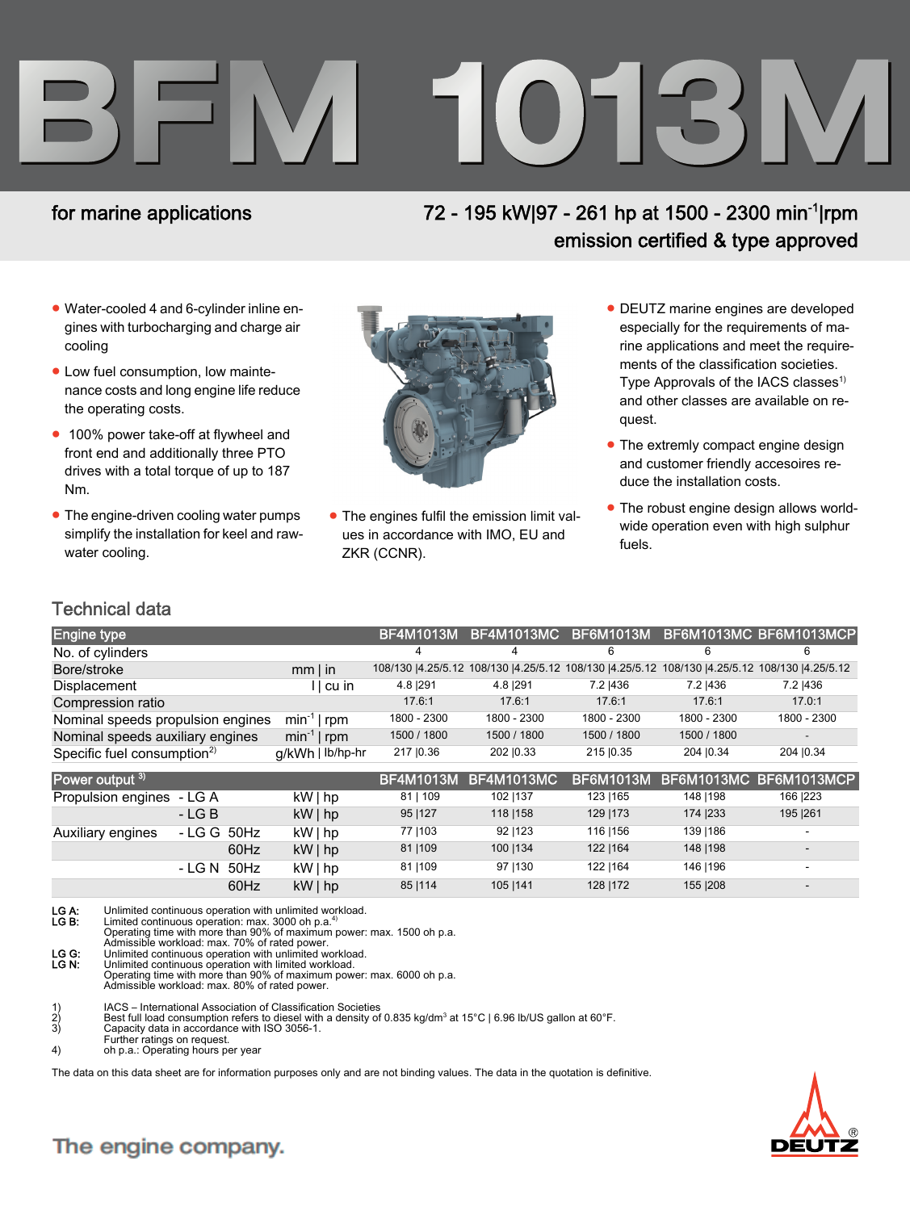# BFM 1013M

for marine applications

72 - 195 kW|97 - 261 hp at 1500 - 2300 $min^{-1}$|rpm
emission certified & type approved

- Water-cooled 4 and 6-cylinder inline engines with turbocharging and charge air cooling
- Low fuel consumption, low maintenance costs and long engine life reduce the operating costs.
- 100% power take-off at flywheel and front end and additionally three PTO drives with a total torque of up to 187 Nm.
- The engine-driven cooling water pumps simplify the installation for keel and raw-water cooling.
- The engines fulfil the emission limit values in accordance with IMO, EU and ZKR (CCNR).
- DEUTZ marine engines are developed especially for the requirements of marine applications and meet the requirements of the classification societies. Type Approvals of the IACS classes[1] and other classes are available on request.
- The extremly compact engine design and customer friendly accesoires reduce the installation costs.
- The robust engine design allows worldwide operation even with high sulphur fuels.

## Technical data

| Engine type | | BF4M1013M | BF4M1013MC | BF6M1013M | BF6M1013MC | BF6M1013MCP |
|---|---|---|---|---|---|---|
| No. of cylinders | | 4 | 4 | 6 | 6 | 6 |
| Bore/stroke | mm \| in | 108/130 \|4.25/5.12 | 108/130 \|4.25/5.12 | 108/130 \|4.25/5.12 | 108/130 \|4.25/5.12 | 108/130 \|4.25/5.12 |
| Displacement | l \| cu in | 4.8 \|291 | 4.8 \|291 | 7.2 \|436 | 7.2 \|436 | 7.2 \|436 |
| Compression ratio | | 17.6:1 | 17.6:1 | 17.6:1 | 17.6:1 | 17.0:1 |
| Nominal speeds propulsion engines | $min^{-1}$ \| rpm | 1800 - 2300 | 1800 - 2300 | 1800 - 2300 | 1800 - 2300 | 1800 - 2300 |
| Nominal speeds auxiliary engines | $min^{-1}$ \| rpm | 1500 / 1800 | 1500 / 1800 | 1500 / 1800 | 1500 / 1800 | - |
| Specific fuel consumption[2] | g/kWh \| lb/hp-hr | 217 \|0.36 | 202 \|0.33 | 215 \|0.35 | 204 \|0.34 | 204 \|0.34 |

| Power output [3] | | | BF4M1013M | BF4M1013MC | BF6M1013M | BF6M1013MC | BF6M1013MCP |
|---|---|---|---|---|---|---|---|
| Propulsion engines | - LG A | kW \| hp | 81 \| 109 | 102 \|137 | 123 \|165 | 148 \|198 | 166 \|223 |
| | - LG B | kW \| hp | 95 \|127 | 118 \|158 | 129 \|173 | 174 \|233 | 195 \|261 |
| Auxiliary engines | - LG G 50Hz | kW \| hp | 77 \|103 | 92 \|123 | 116 \|156 | 139 \|186 | - |
| | 60Hz | kW \| hp | 81 \|109 | 100 \|134 | 122 \|164 | 148 \|198 | - |
| | - LG N 50Hz | kW \| hp | 81 \|109 | 97 \|130 | 122 \|164 | 146 \|196 | - |
| | 60Hz | kW \| hp | 85 \|114 | 105 \|141 | 128 \|172 | 155 \|208 | - |

**LG A:** Unlimited continuous operation with unlimited workload.
**LG B:** Limited continuous operation: max. 3000 oh p.a.[4]
Operating time with more than 90% of maximum power: max. 1500 oh p.a.
Admissible workload: max. 70% of rated power.
**LG G:** Unlimited continuous operation with unlimited workload.
**LG N:** Unlimited continuous operation with limited workload.
Operating time with more than 90% of maximum power: max. 6000 oh p.a.
Admissible workload: max. 80% of rated power.

1) IACS – International Association of Classification Societies
2) Best full load consumption refers to diesel with a density of 0.835 kg/dm³ at 15°C | 6.96 lb/US gallon at 60°F.
3) Capacity data in accordance with ISO 3056-1.
Further ratings on request.
4) oh p.a.: Operating hours per year

The data on this data sheet are for information purposes only and are not binding values. The data in the quotation is definitive.

The engine company.

DEUTZ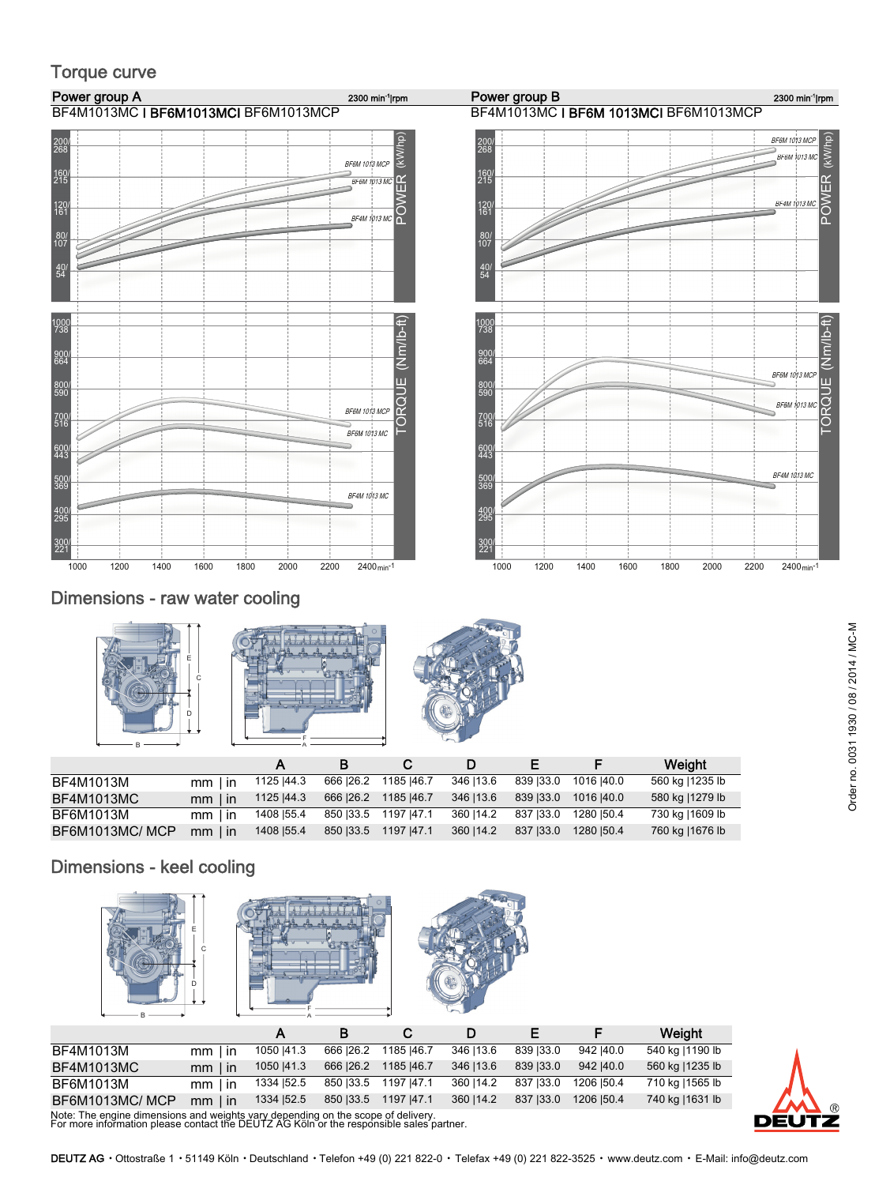## Torque curve

**Power group A** — 2300 min⁻¹|rpm

BF4M1013MC I **BF6M1013MCI** BF6M1013MCP

POWER (kW/hp)

200/268, 160/215, 120/161, 80/107, 40/54

BF6M 1013 MCP, BF6M 1013 MC, BF4M 1013 MC

TORQUE (Nm/lb-ft)

1000/738, 900/664, 800/590, 700/516, 600/443, 500/369, 400/295, 300/221

BF6M 1013 MCP, BF6M 1013 MC, BF4M 1013 MC

1000 1200 1400 1600 1800 2000 2200 2400 min⁻¹

**Power group B** — 2300 min⁻¹|rpm

BF4M1013MC I **BF6M 1013MCI** BF6M1013MCP

POWER (kW/hp)

200/268, 160/215, 120/161, 80/107, 40/54

BF6M 1013 MCP, BF6M 1013 MC, BF4M 1013 MC

TORQUE (Nm/lb-ft)

1000/738, 900/664, 800/590, 700/516, 600/443, 500/369, 400/295, 300/221

BF6M 1013 MCP, BF6M 1013 MC, BF4M 1013 MC

1000 1200 1400 1600 1800 2000 2200 2400 min⁻¹

## Dimensions - raw water cooling

| | | A | B | C | D | E | F | Weight |
|---|---|---|---|---|---|---|---|---|
| BF4M1013M | mm \| in | 1125 \|44.3 | 666 \|26.2 | 1185 \|46.7 | 346 \|13.6 | 839 \|33.0 | 1016 \|40.0 | 560 kg \|1235 lb |
| BF4M1013MC | mm \| in | 1125 \|44.3 | 666 \|26.2 | 1185 \|46.7 | 346 \|13.6 | 839 \|33.0 | 1016 \|40.0 | 580 kg \|1279 lb |
| BF6M1013M | mm \| in | 1408 \|55.4 | 850 \|33.5 | 1197 \|47.1 | 360 \|14.2 | 837 \|33.0 | 1280 \|50.4 | 730 kg \|1609 lb |
| BF6M1013MC/ MCP | mm \| in | 1408 \|55.4 | 850 \|33.5 | 1197 \|47.1 | 360 \|14.2 | 837 \|33.0 | 1280 \|50.4 | 760 kg \|1676 lb |

## Dimensions - keel cooling

| | | A | B | C | D | E | F | Weight |
|---|---|---|---|---|---|---|---|---|
| BF4M1013M | mm \| in | 1050 \|41.3 | 666 \|26.2 | 1185 \|46.7 | 346 \|13.6 | 839 \|33.0 | 942 \|40.0 | 540 kg \|1190 lb |
| BF4M1013MC | mm \| in | 1050 \|41.3 | 666 \|26.2 | 1185 \|46.7 | 346 \|13.6 | 839 \|33.0 | 942 \|40.0 | 560 kg \|1235 lb |
| BF6M1013M | mm \| in | 1334 \|52.5 | 850 \|33.5 | 1197 \|47.1 | 360 \|14.2 | 837 \|33.0 | 1206 \|50.4 | 710 kg \|1565 lb |
| BF6M1013MC/ MCP | mm \| in | 1334 \|52.5 | 850 \|33.5 | 1197 \|47.1 | 360 \|14.2 | 837 \|33.0 | 1206 \|50.4 | 740 kg \|1631 lb |

Note: The engine dimensions and weights vary depending on the scope of delivery.
For more information please contact the DEUTZ AG Köln or the responsible sales partner.

Order no. 0031 1930 / 08 / 2014 / MC-M

**DEUTZ AG** • Ottostraße 1 • 51149 Köln • Deutschland • Telefon +49 (0) 221 822-0 • Telefax +49 (0) 221 822-3525 • www.deutz.com • E-Mail: info@deutz.com